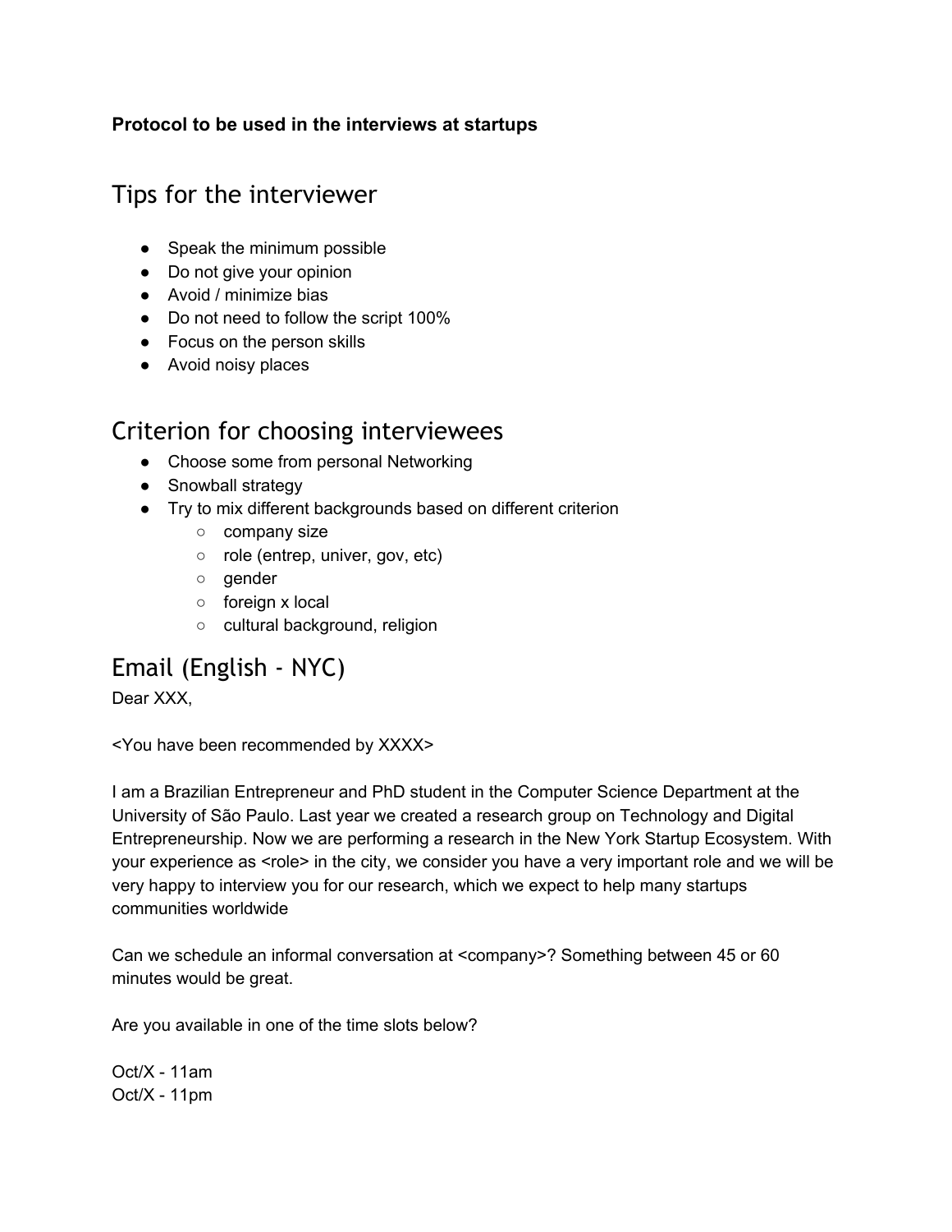**Protocol to be used in the interviews at startups**

# Tips for the interviewer

- Speak the minimum possible
- Do not give your opinion
- Avoid / minimize bias
- Do not need to follow the script 100%
- Focus on the person skills
- Avoid noisy places

# Criterion for choosing interviewees

- Choose some from personal Networking
- Snowball strategy
- Try to mix different backgrounds based on different criterion
  - company size
  - role (entrep, univer, gov, etc)
  - gender
  - foreign x local
  - cultural background, religion

# Email (English - NYC)

Dear XXX,

<You have been recommended by XXXX>

I am a Brazilian Entrepreneur and PhD student in the Computer Science Department at the University of São Paulo. Last year we created a research group on Technology and Digital Entrepreneurship. Now we are performing a research in the New York Startup Ecosystem. With your experience as <role> in the city, we consider you have a very important role and we will be very happy to interview you for our research, which we expect to help many startups communities worldwide

Can we schedule an informal conversation at <company>? Something between 45 or 60 minutes would be great.

Are you available in one of the time slots below?

Oct/X - 11am  
Oct/X - 11pm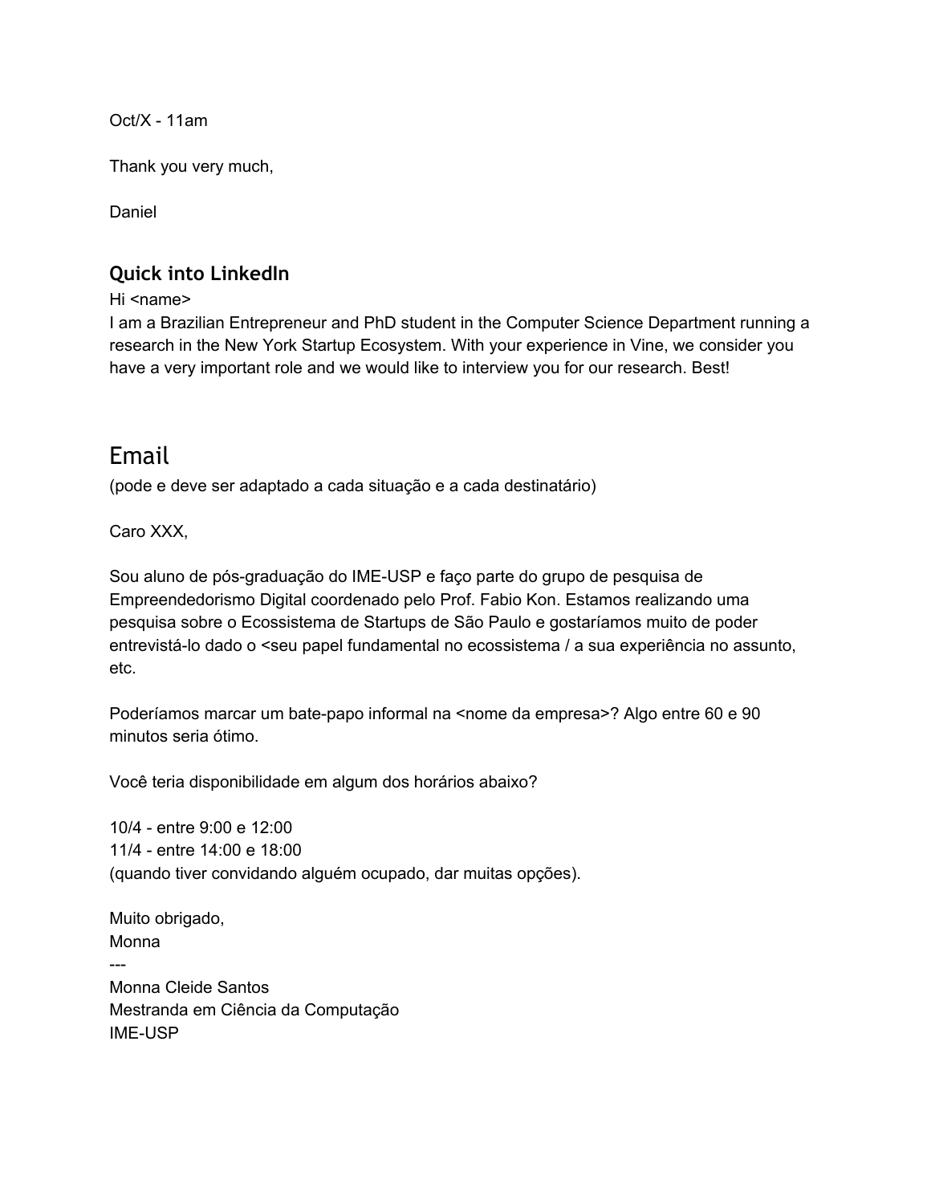Oct/X - 11am

Thank you very much,

Daniel

### Quick into LinkedIn

Hi <name>
I am a Brazilian Entrepreneur and PhD student in the Computer Science Department running a research in the New York Startup Ecosystem. With your experience in Vine, we consider you have a very important role and we would like to interview you for our research. Best!

## Email

(pode e deve ser adaptado a cada situação e a cada destinatário)

Caro XXX,

Sou aluno de pós-graduação do IME-USP e faço parte do grupo de pesquisa de Empreendedorismo Digital coordenado pelo Prof. Fabio Kon. Estamos realizando uma pesquisa sobre o Ecossistema de Startups de São Paulo e gostaríamos muito de poder entrevistá-lo dado o <seu papel fundamental no ecossistema / a sua experiência no assunto, etc.

Poderíamos marcar um bate-papo informal na <nome da empresa>? Algo entre 60 e 90 minutos seria ótimo.

Você teria disponibilidade em algum dos horários abaixo?

10/4 - entre 9:00 e 12:00
11/4 - entre 14:00 e 18:00
(quando tiver convidando alguém ocupado, dar muitas opções).

Muito obrigado,
Monna
---
Monna Cleide Santos
Mestranda em Ciência da Computação
IME-USP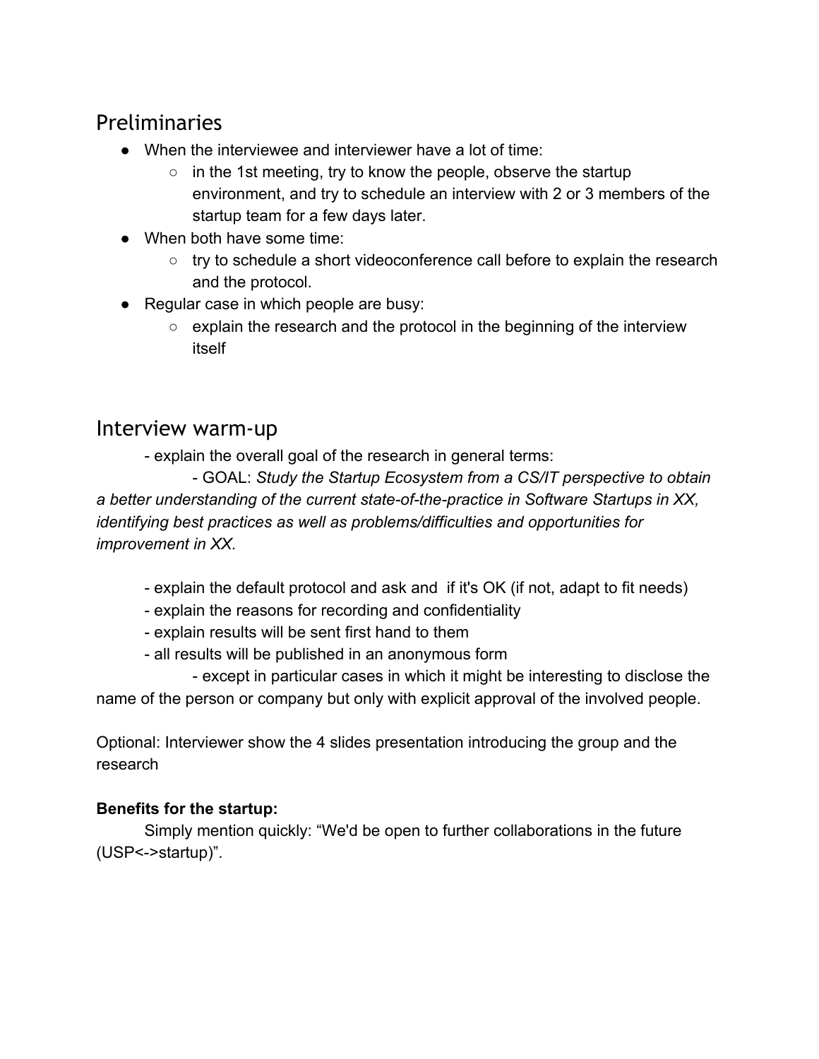## Preliminaries

- When the interviewee and interviewer have a lot of time:
  - in the 1st meeting, try to know the people, observe the startup environment, and try to schedule an interview with 2 or 3 members of the startup team for a few days later.
- When both have some time:
  - try to schedule a short videoconference call before to explain the research and the protocol.
- Regular case in which people are busy:
  - explain the research and the protocol in the beginning of the interview itself

## Interview warm-up

- explain the overall goal of the research in general terms:
  - GOAL: *Study the Startup Ecosystem from a CS/IT perspective to obtain a better understanding of the current state-of-the-practice in Software Startups in XX, identifying best practices as well as problems/difficulties and opportunities for improvement in XX.*

- explain the default protocol and ask and if it's OK (if not, adapt to fit needs)
- explain the reasons for recording and confidentiality
- explain results will be sent first hand to them
- all results will be published in an anonymous form
  - except in particular cases in which it might be interesting to disclose the name of the person or company but only with explicit approval of the involved people.

Optional: Interviewer show the 4 slides presentation introducing the group and the research

**Benefits for the startup:**

Simply mention quickly: "We'd be open to further collaborations in the future (USP<->startup)".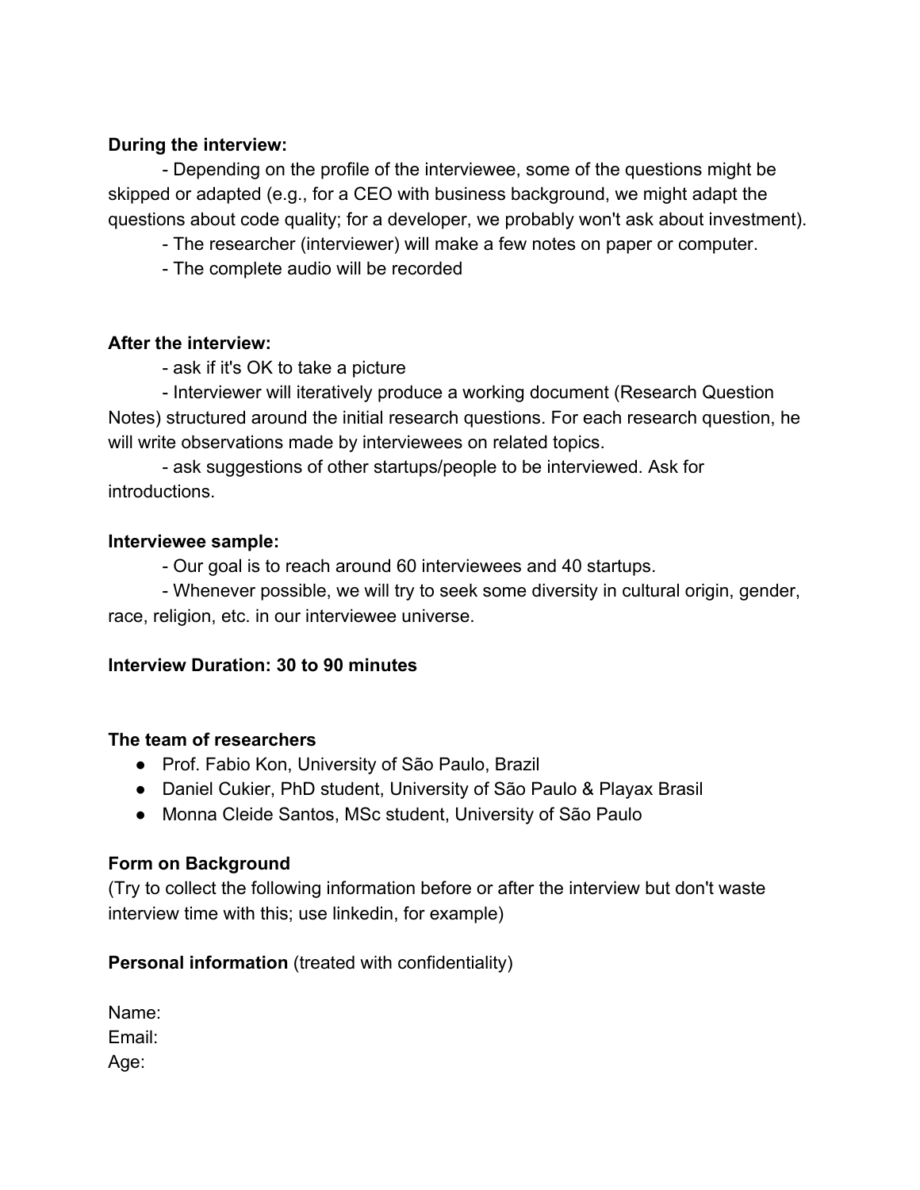**During the interview:**

- Depending on the profile of the interviewee, some of the questions might be skipped or adapted (e.g., for a CEO with business background, we might adapt the questions about code quality; for a developer, we probably won't ask about investment).
- The researcher (interviewer) will make a few notes on paper or computer.
- The complete audio will be recorded

**After the interview:**

- ask if it's OK to take a picture
- Interviewer will iteratively produce a working document (Research Question Notes) structured around the initial research questions. For each research question, he will write observations made by interviewees on related topics.
- ask suggestions of other startups/people to be interviewed. Ask for introductions.

**Interviewee sample:**

- Our goal is to reach around 60 interviewees and 40 startups.
- Whenever possible, we will try to seek some diversity in cultural origin, gender, race, religion, etc. in our interviewee universe.

**Interview Duration: 30 to 90 minutes**

**The team of researchers**

- Prof. Fabio Kon, University of São Paulo, Brazil
- Daniel Cukier, PhD student, University of São Paulo & Playax Brasil
- Monna Cleide Santos, MSc student, University of São Paulo

**Form on Background**

(Try to collect the following information before or after the interview but don't waste interview time with this; use linkedin, for example)

**Personal information** (treated with confidentiality)

Name:
Email:
Age: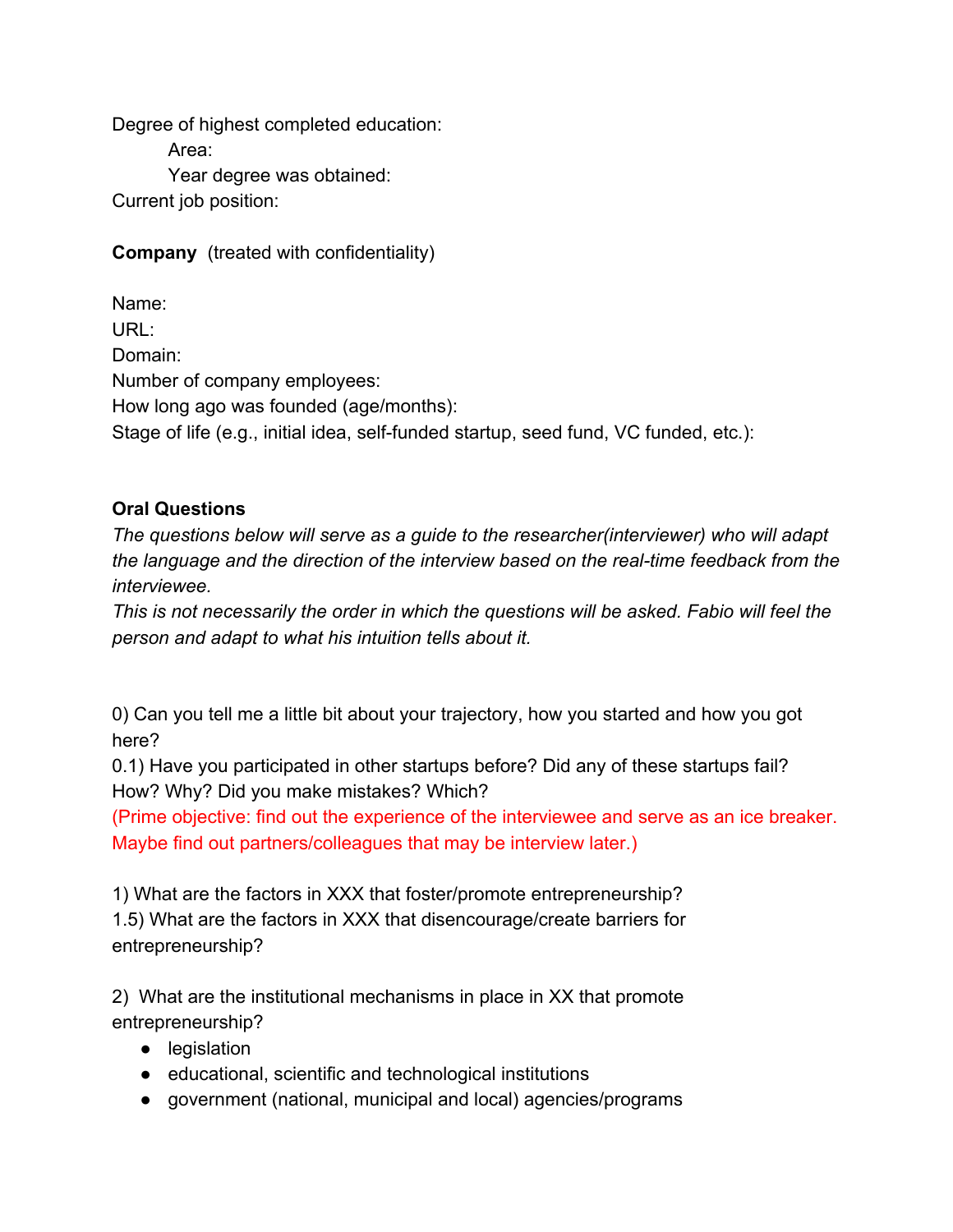Degree of highest completed education:

Area:

Year degree was obtained:

Current job position:

**Company** (treated with confidentiality)

Name:
URL:
Domain:
Number of company employees:
How long ago was founded (age/months):
Stage of life (e.g., initial idea, self-funded startup, seed fund, VC funded, etc.):

**Oral Questions**

*The questions below will serve as a guide to the researcher(interviewer) who will adapt the language and the direction of the interview based on the real-time feedback from the interviewee.*
*This is not necessarily the order in which the questions will be asked. Fabio will feel the person and adapt to what his intuition tells about it.*

0) Can you tell me a little bit about your trajectory, how you started and how you got here?
0.1) Have you participated in other startups before? Did any of these startups fail? How? Why? Did you make mistakes? Which?
(Prime objective: find out the experience of the interviewee and serve as an ice breaker. Maybe find out partners/colleagues that may be interview later.)

1) What are the factors in XXX that foster/promote entrepreneurship?
1.5) What are the factors in XXX that disencourage/create barriers for entrepreneurship?

2) What are the institutional mechanisms in place in XX that promote entrepreneurship?

- legislation
- educational, scientific and technological institutions
- government (national, municipal and local) agencies/programs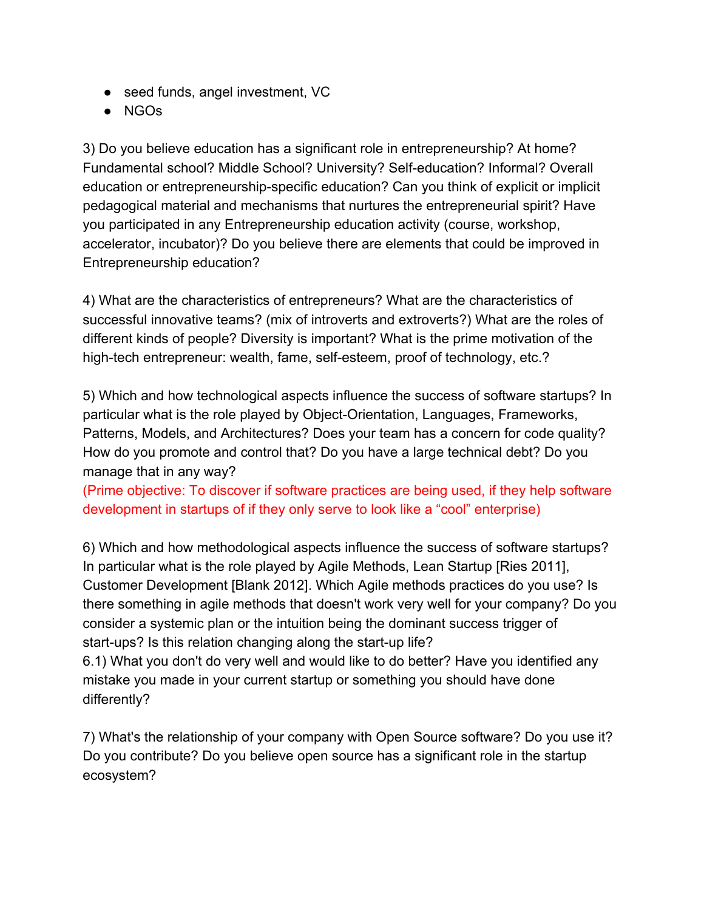- seed funds, angel investment, VC
- NGOs

3) Do you believe education has a significant role in entrepreneurship? At home? Fundamental school? Middle School? University? Self-education? Informal? Overall education or entrepreneurship-specific education? Can you think of explicit or implicit pedagogical material and mechanisms that nurtures the entrepreneurial spirit? Have you participated in any Entrepreneurship education activity (course, workshop, accelerator, incubator)? Do you believe there are elements that could be improved in Entrepreneurship education?

4) What are the characteristics of entrepreneurs? What are the characteristics of successful innovative teams? (mix of introverts and extroverts?) What are the roles of different kinds of people? Diversity is important? What is the prime motivation of the high-tech entrepreneur: wealth, fame, self-esteem, proof of technology, etc.?

5) Which and how technological aspects influence the success of software startups? In particular what is the role played by Object-Orientation, Languages, Frameworks, Patterns, Models, and Architectures? Does your team has a concern for code quality? How do you promote and control that? Do you have a large technical debt? Do you manage that in any way?
(Prime objective: To discover if software practices are being used, if they help software development in startups of if they only serve to look like a “cool” enterprise)

6) Which and how methodological aspects influence the success of software startups? In particular what is the role played by Agile Methods, Lean Startup [Ries 2011], Customer Development [Blank 2012]. Which Agile methods practices do you use? Is there something in agile methods that doesn't work very well for your company? Do you consider a systemic plan or the intuition being the dominant success trigger of start-ups? Is this relation changing along the start-up life?
6.1) What you don't do very well and would like to do better? Have you identified any mistake you made in your current startup or something you should have done differently?

7) What's the relationship of your company with Open Source software? Do you use it? Do you contribute? Do you believe open source has a significant role in the startup ecosystem?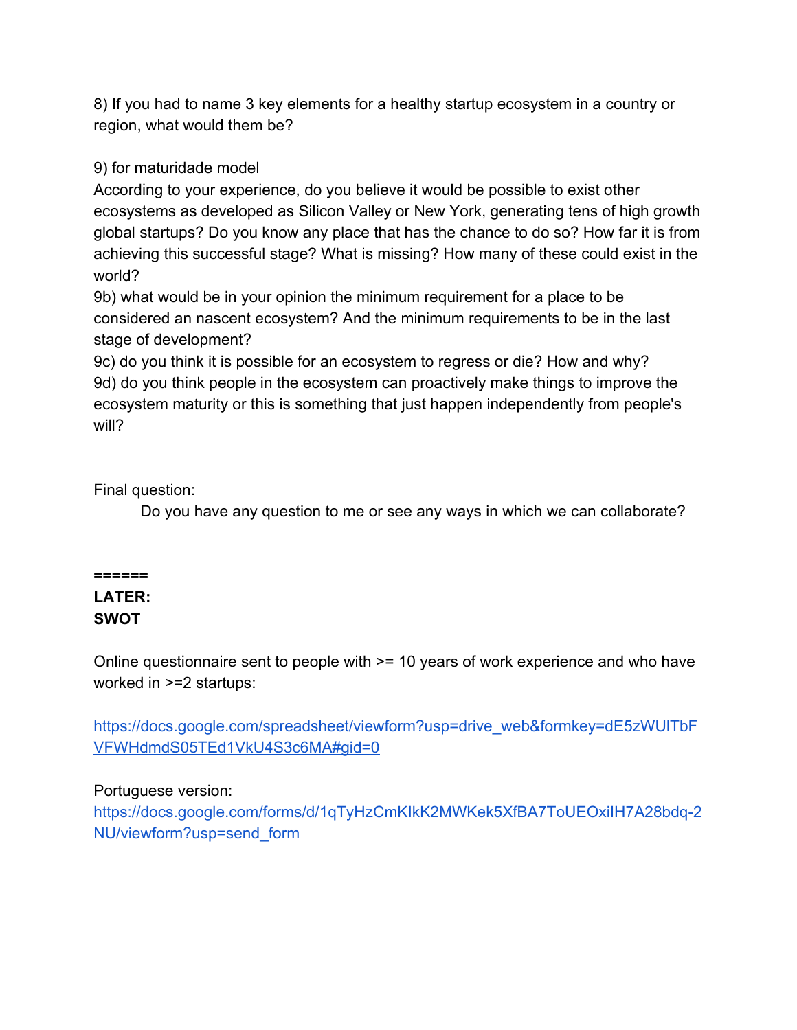8) If you had to name 3 key elements for a healthy startup ecosystem in a country or region, what would them be?

9) for maturidade model
According to your experience, do you believe it would be possible to exist other ecosystems as developed as Silicon Valley or New York, generating tens of high growth global startups? Do you know any place that has the chance to do so? How far it is from achieving this successful stage? What is missing? How many of these could exist in the world?
9b) what would be in your opinion the minimum requirement for a place to be considered an nascent ecosystem? And the minimum requirements to be in the last stage of development?
9c) do you think it is possible for an ecosystem to regress or die? How and why?
9d) do you think people in the ecosystem can proactively make things to improve the ecosystem maturity or this is something that just happen independently from people's will?

Final question:

> Do you have any question to me or see any ways in which we can collaborate?

**======**
**LATER:**
**SWOT**

Online questionnaire sent to people with >= 10 years of work experience and who have worked in >=2 startups:

https://docs.google.com/spreadsheet/viewform?usp=drive_web&formkey=dE5zWUlTbFVFWHdmdS05TEd1VkU4S3c6MA#gid=0

Portuguese version:
https://docs.google.com/forms/d/1qTyHzCmKIkK2MWKek5XfBA7ToUEOxilH7A28bdq-2NU/viewform?usp=send_form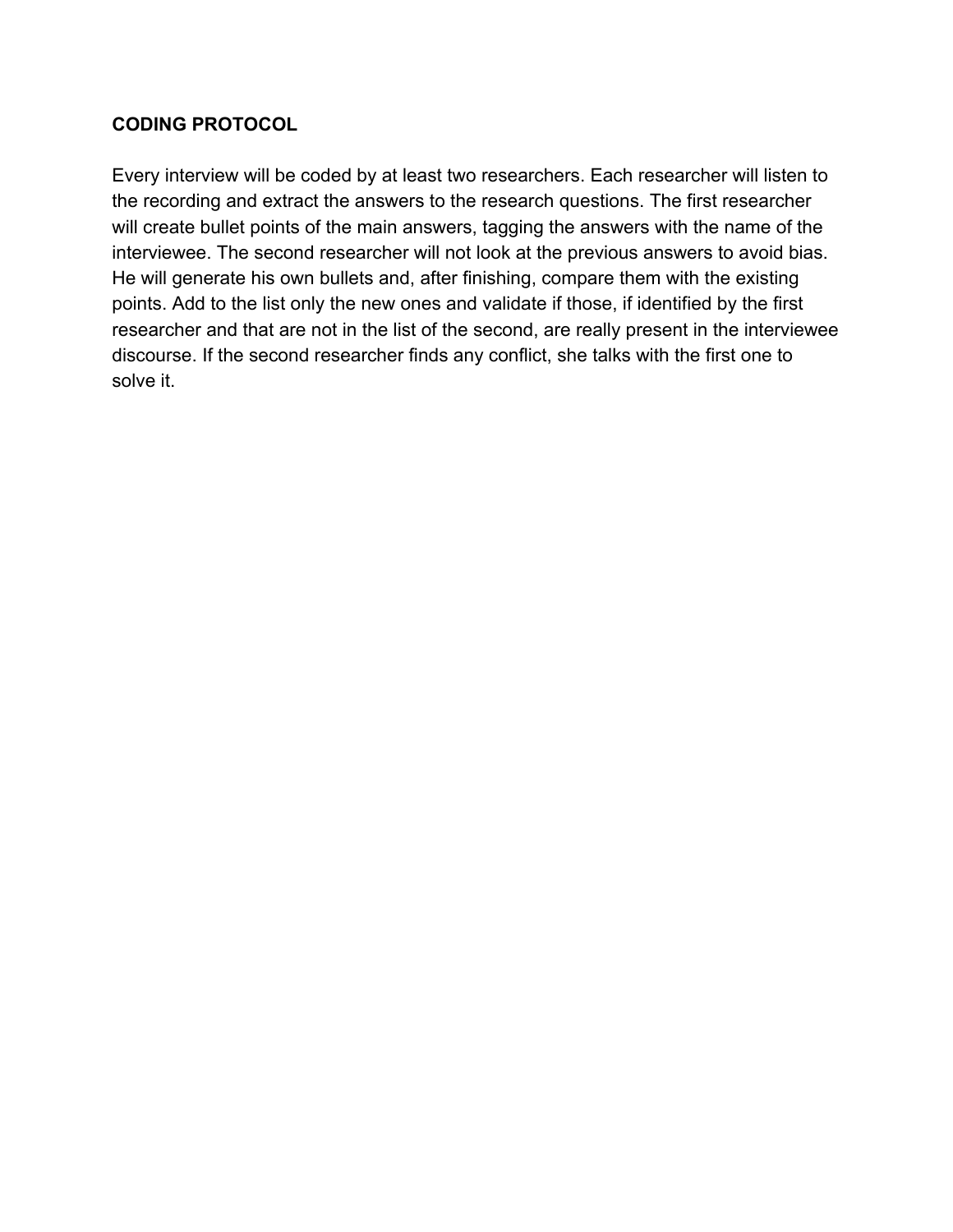**CODING PROTOCOL**

Every interview will be coded by at least two researchers. Each researcher will listen to the recording and extract the answers to the research questions. The first researcher will create bullet points of the main answers, tagging the answers with the name of the interviewee. The second researcher will not look at the previous answers to avoid bias. He will generate his own bullets and, after finishing, compare them with the existing points. Add to the list only the new ones and validate if those, if identified by the first researcher and that are not in the list of the second, are really present in the interviewee discourse. If the second researcher finds any conflict, she talks with the first one to solve it.